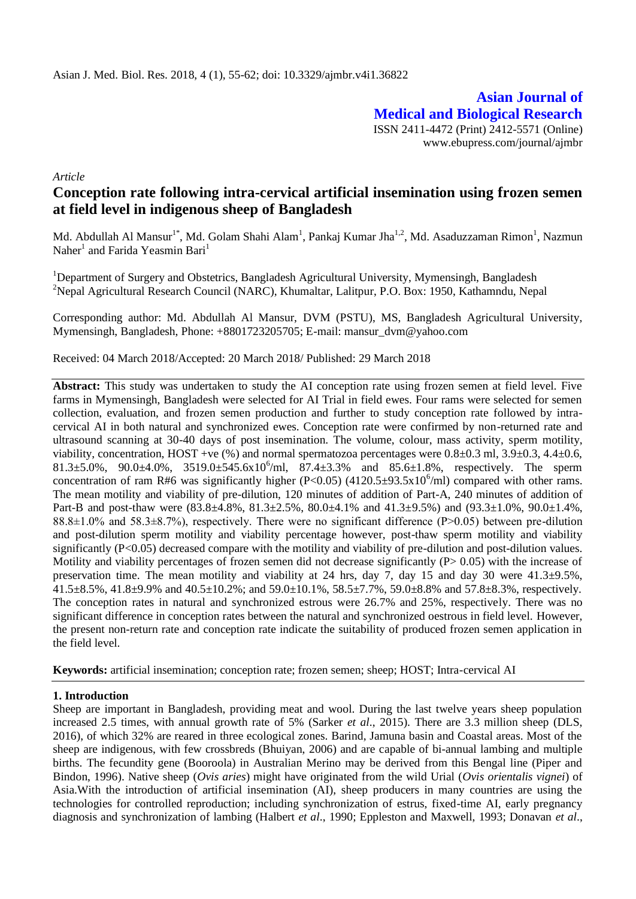Asian J. Med. Biol. Res. 2018, 4 (1), 55-62; doi: 10.3329/ajmbr.v4i1.36822

**Asian Journal of Medical and Biological Research**

ISSN 2411-4472 (Print) 2412-5571 (Online)
www.ebupress.com/journal/ajmbr

*Article*

# Conception rate following intra-cervical artificial insemination using frozen semen at field level in indigenous sheep of Bangladesh

Md. Abdullah Al Mansur[1*], Md. Golam Shahi Alam[1], Pankaj Kumar Jha[1,2], Md. Asaduzzaman Rimon[1], Nazmun Naher[1] and Farida Yeasmin Bari[1]

[1]Department of Surgery and Obstetrics, Bangladesh Agricultural University, Mymensingh, Bangladesh
[2]Nepal Agricultural Research Council (NARC), Khumaltar, Lalitpur, P.O. Box: 1950, Kathamndu, Nepal

Corresponding author: Md. Abdullah Al Mansur, DVM (PSTU), MS, Bangladesh Agricultural University, Mymensingh, Bangladesh, Phone: +8801723205705; E-mail: mansur_dvm@yahoo.com

Received: 04 March 2018/Accepted: 20 March 2018/ Published: 29 March 2018

**Abstract:** This study was undertaken to study the AI conception rate using frozen semen at field level. Five farms in Mymensingh, Bangladesh were selected for AI Trial in field ewes. Four rams were selected for semen collection, evaluation, and frozen semen production and further to study conception rate followed by intra-cervical AI in both natural and synchronized ewes. Conception rate were confirmed by non-returned rate and ultrasound scanning at 30-40 days of post insemination. The volume, colour, mass activity, sperm motility, viability, concentration, HOST +ve (%) and normal spermatozoa percentages were 0.8±0.3 ml, 3.9±0.3, 4.4±0.6, 81.3±5.0%, 90.0±4.0%, 3519.0±545.6x10$^6$/ml, 87.4±3.3% and 85.6±1.8%, respectively. The sperm concentration of ram R#6 was significantly higher ($P<0.05$) (4120.5±93.5x10$^6$/ml) compared with other rams. The mean motility and viability of pre-dilution, 120 minutes of addition of Part-A, 240 minutes of addition of Part-B and post-thaw were (83.8±4.8%, 81.3±2.5%, 80.0±4.1% and 41.3±9.5%) and (93.3±1.0%, 90.0±1.4%, 88.8±1.0% and 58.3±8.7%), respectively. There were no significant difference ($P>0.05$) between pre-dilution and post-dilution sperm motility and viability percentage however, post-thaw sperm motility and viability significantly ($P<0.05$) decreased compare with the motility and viability of pre-dilution and post-dilution values. Motility and viability percentages of frozen semen did not decrease significantly ($P>0.05$) with the increase of preservation time. The mean motility and viability at 24 hrs, day 7, day 15 and day 30 were 41.3±9.5%, 41.5±8.5%, 41.8±9.9% and 40.5±10.2%; and 59.0±10.1%, 58.5±7.7%, 59.0±8.8% and 57.8±8.3%, respectively. The conception rates in natural and synchronized estrous were 26.7% and 25%, respectively. There was no significant difference in conception rates between the natural and synchronized oestrous in field level. However, the present non-return rate and conception rate indicate the suitability of produced frozen semen application in the field level.

**Keywords:** artificial insemination; conception rate; frozen semen; sheep; HOST; Intra-cervical AI

## 1. Introduction

Sheep are important in Bangladesh, providing meat and wool. During the last twelve years sheep population increased 2.5 times, with annual growth rate of 5% (Sarker *et al*., 2015). There are 3.3 million sheep (DLS, 2016), of which 32% are reared in three ecological zones. Barind, Jamuna basin and Coastal areas. Most of the sheep are indigenous, with few crossbreds (Bhuiyan, 2006) and are capable of bi-annual lambing and multiple births. The fecundity gene (Booroola) in Australian Merino may be derived from this Bengal line (Piper and Bindon, 1996). Native sheep (*Ovis aries*) might have originated from the wild Urial (*Ovis orientalis vignei*) of Asia.With the introduction of artificial insemination (AI), sheep producers in many countries are using the technologies for controlled reproduction; including synchronization of estrus, fixed-time AI, early pregnancy diagnosis and synchronization of lambing (Halbert *et al*., 1990; Eppleston and Maxwell, 1993; Donavan *et al*.,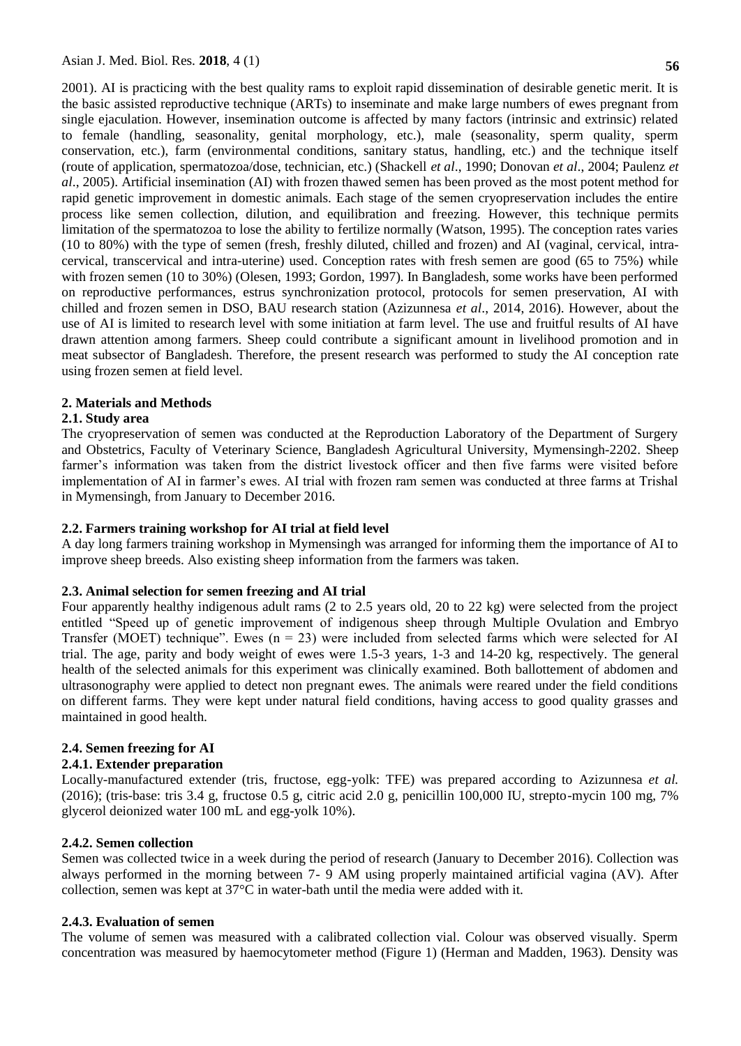2001). AI is practicing with the best quality rams to exploit rapid dissemination of desirable genetic merit. It is the basic assisted reproductive technique (ARTs) to inseminate and make large numbers of ewes pregnant from single ejaculation. However, insemination outcome is affected by many factors (intrinsic and extrinsic) related to female (handling, seasonality, genital morphology, etc.), male (seasonality, sperm quality, sperm conservation, etc.), farm (environmental conditions, sanitary status, handling, etc.) and the technique itself (route of application, spermatozoa/dose, technician, etc.) (Shackell *et al*., 1990; Donovan *et al*., 2004; Paulenz *et al*., 2005). Artificial insemination (AI) with frozen thawed semen has been proved as the most potent method for rapid genetic improvement in domestic animals. Each stage of the semen cryopreservation includes the entire process like semen collection, dilution, and equilibration and freezing. However, this technique permits limitation of the spermatozoa to lose the ability to fertilize normally (Watson, 1995). The conception rates varies (10 to 80%) with the type of semen (fresh, freshly diluted, chilled and frozen) and AI (vaginal, cervical, intra-cervical, transcervical and intra-uterine) used. Conception rates with fresh semen are good (65 to 75%) while with frozen semen (10 to 30%) (Olesen, 1993; Gordon, 1997). In Bangladesh, some works have been performed on reproductive performances, estrus synchronization protocol, protocols for semen preservation, AI with chilled and frozen semen in DSO, BAU research station (Azizunnesa *et al*., 2014, 2016). However, about the use of AI is limited to research level with some initiation at farm level. The use and fruitful results of AI have drawn attention among farmers. Sheep could contribute a significant amount in livelihood promotion and in meat subsector of Bangladesh. Therefore, the present research was performed to study the AI conception rate using frozen semen at field level.

## 2. Materials and Methods

### 2.1. Study area

The cryopreservation of semen was conducted at the Reproduction Laboratory of the Department of Surgery and Obstetrics, Faculty of Veterinary Science, Bangladesh Agricultural University, Mymensingh-2202. Sheep farmer's information was taken from the district livestock officer and then five farms were visited before implementation of AI in farmer's ewes. AI trial with frozen ram semen was conducted at three farms at Trishal in Mymensingh, from January to December 2016.

### 2.2. Farmers training workshop for AI trial at field level

A day long farmers training workshop in Mymensingh was arranged for informing them the importance of AI to improve sheep breeds. Also existing sheep information from the farmers was taken.

### 2.3. Animal selection for semen freezing and AI trial

Four apparently healthy indigenous adult rams (2 to 2.5 years old, 20 to 22 kg) were selected from the project entitled "Speed up of genetic improvement of indigenous sheep through Multiple Ovulation and Embryo Transfer (MOET) technique". Ewes ($n = 23$) were included from selected farms which were selected for AI trial. The age, parity and body weight of ewes were 1.5-3 years, 1-3 and 14-20 kg, respectively. The general health of the selected animals for this experiment was clinically examined. Both ballottement of abdomen and ultrasonography were applied to detect non pregnant ewes. The animals were reared under the field conditions on different farms. They were kept under natural field conditions, having access to good quality grasses and maintained in good health.

### 2.4. Semen freezing for AI

#### 2.4.1. Extender preparation

Locally-manufactured extender (tris, fructose, egg-yolk: TFE) was prepared according to Azizunnesa *et al.* (2016); (tris-base: tris 3.4 g, fructose 0.5 g, citric acid 2.0 g, penicillin 100,000 IU, strepto-mycin 100 mg, 7% glycerol deionized water 100 mL and egg-yolk 10%).

#### 2.4.2. Semen collection

Semen was collected twice in a week during the period of research (January to December 2016). Collection was always performed in the morning between 7- 9 AM using properly maintained artificial vagina (AV). After collection, semen was kept at 37°C in water-bath until the media were added with it.

#### 2.4.3. Evaluation of semen

The volume of semen was measured with a calibrated collection vial. Colour was observed visually. Sperm concentration was measured by haemocytometer method (Figure 1) (Herman and Madden, 1963). Density was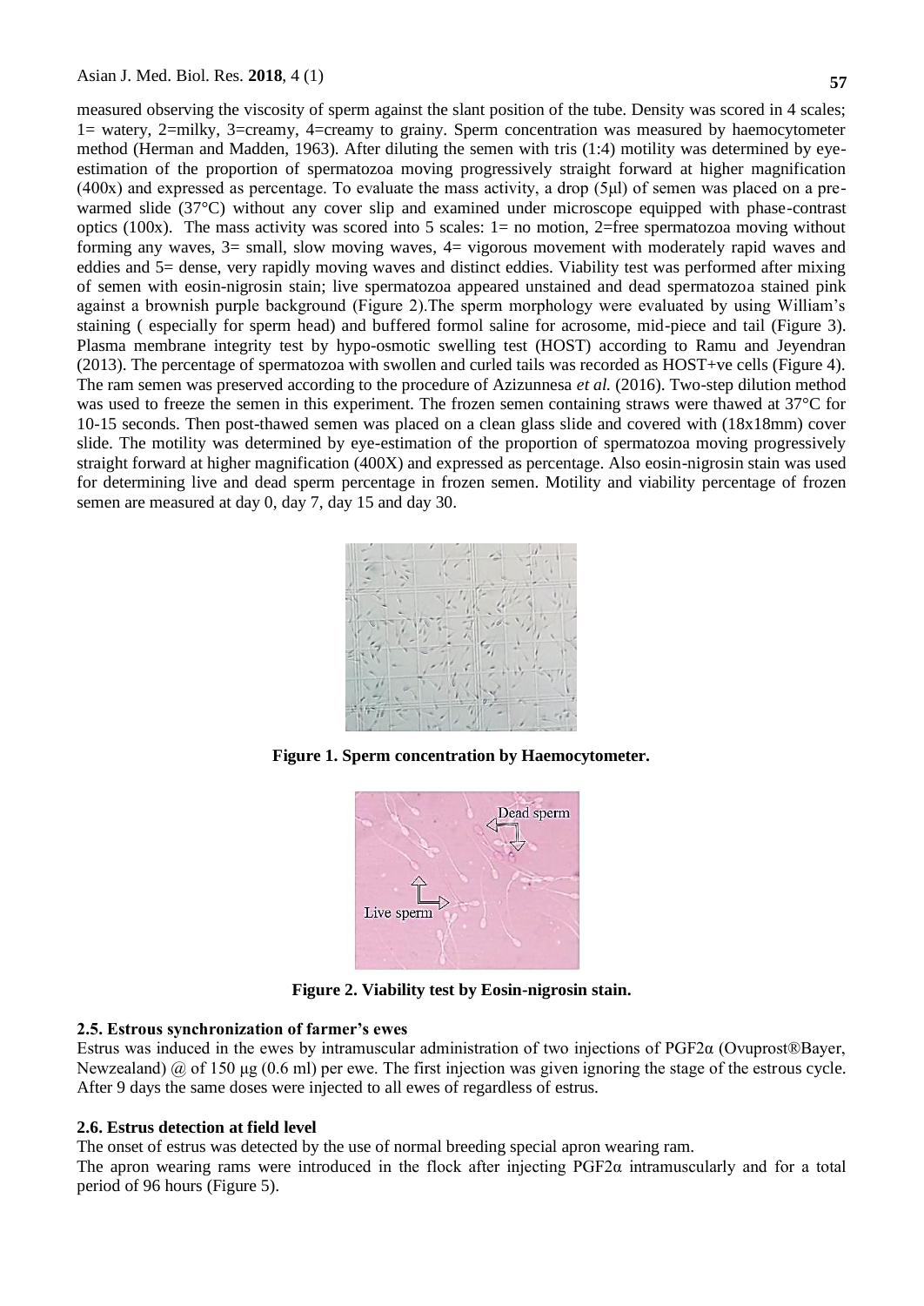measured observing the viscosity of sperm against the slant position of the tube. Density was scored in 4 scales; 1= watery, 2=milky, 3=creamy, 4=creamy to grainy. Sperm concentration was measured by haemocytometer method (Herman and Madden, 1963). After diluting the semen with tris (1:4) motility was determined by eye-estimation of the proportion of spermatozoa moving progressively straight forward at higher magnification (400x) and expressed as percentage. To evaluate the mass activity, a drop (5µl) of semen was placed on a pre-warmed slide (37°C) without any cover slip and examined under microscope equipped with phase-contrast optics (100x). The mass activity was scored into 5 scales: 1= no motion, 2=free spermatozoa moving without forming any waves, 3= small, slow moving waves, 4= vigorous movement with moderately rapid waves and eddies and 5= dense, very rapidly moving waves and distinct eddies. Viability test was performed after mixing of semen with eosin-nigrosin stain; live spermatozoa appeared unstained and dead spermatozoa stained pink against a brownish purple background (Figure 2).The sperm morphology were evaluated by using William's staining ( especially for sperm head) and buffered formol saline for acrosome, mid-piece and tail (Figure 3). Plasma membrane integrity test by hypo-osmotic swelling test (HOST) according to Ramu and Jeyendran (2013). The percentage of spermatozoa with swollen and curled tails was recorded as HOST+ve cells (Figure 4). The ram semen was preserved according to the procedure of Azizunnesa *et al.* (2016). Two-step dilution method was used to freeze the semen in this experiment. The frozen semen containing straws were thawed at 37°C for 10-15 seconds. Then post-thawed semen was placed on a clean glass slide and covered with (18x18mm) cover slide. The motility was determined by eye-estimation of the proportion of spermatozoa moving progressively straight forward at higher magnification (400X) and expressed as percentage. Also eosin-nigrosin stain was used for determining live and dead sperm percentage in frozen semen. Motility and viability percentage of frozen semen are measured at day 0, day 7, day 15 and day 30.

**Figure 1. Sperm concentration by Haemocytometer.**

**Figure 2. Viability test by Eosin-nigrosin stain.**

**2.5. Estrous synchronization of farmer's ewes**

Estrus was induced in the ewes by intramuscular administration of two injections of PGF2α (Ovuprost®Bayer, Newzealand) @ of 150 µg (0.6 ml) per ewe. The first injection was given ignoring the stage of the estrous cycle. After 9 days the same doses were injected to all ewes of regardless of estrus.

**2.6. Estrus detection at field level**

The onset of estrus was detected by the use of normal breeding special apron wearing ram.

The apron wearing rams were introduced in the flock after injecting PGF2α intramuscularly and for a total period of 96 hours (Figure 5).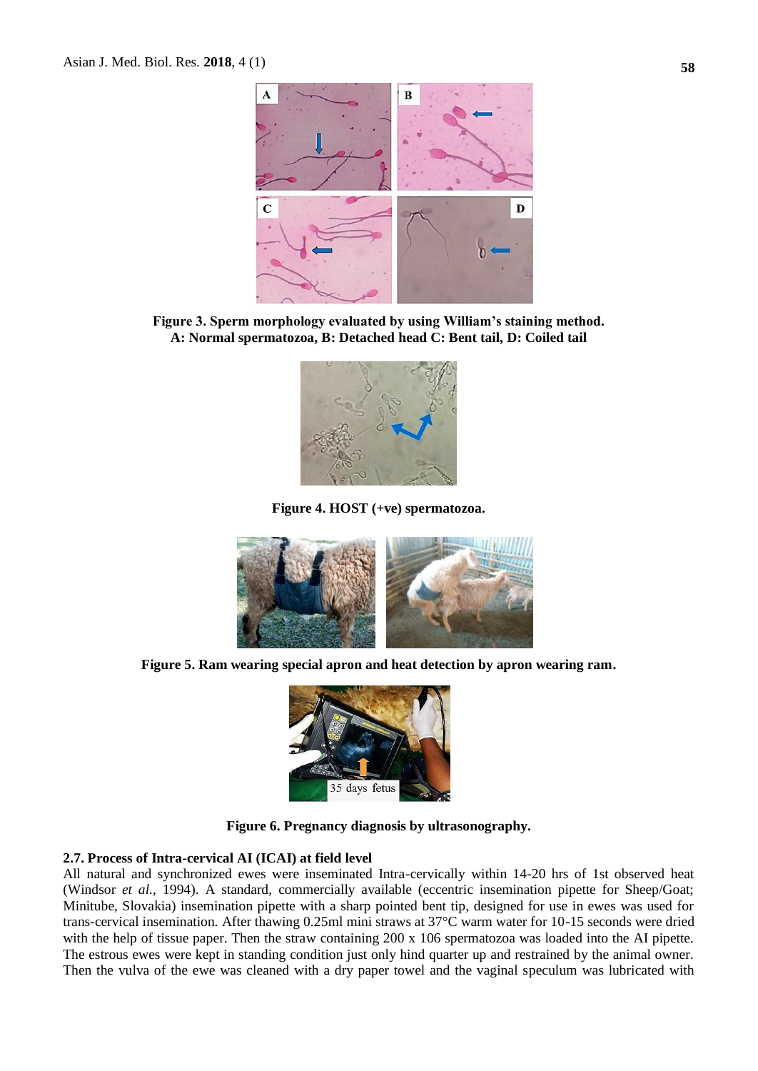**Figure 3. Sperm morphology evaluated by using William's staining method. A: Normal spermatozoa, B: Detached head C: Bent tail, D: Coiled tail**

**Figure 4. HOST (+ve) spermatozoa.**

**Figure 5. Ram wearing special apron and heat detection by apron wearing ram.**

**Figure 6. Pregnancy diagnosis by ultrasonography.**

### 2.7. Process of Intra-cervical AI (ICAI) at field level

All natural and synchronized ewes were inseminated Intra-cervically within 14-20 hrs of 1st observed heat (Windsor *et al.,* 1994). A standard, commercially available (eccentric insemination pipette for Sheep/Goat; Minitube, Slovakia) insemination pipette with a sharp pointed bent tip, designed for use in ewes was used for trans-cervical insemination. After thawing 0.25ml mini straws at 37°C warm water for 10-15 seconds were dried with the help of tissue paper. Then the straw containing 200 x 106 spermatozoa was loaded into the AI pipette. The estrous ewes were kept in standing condition just only hind quarter up and restrained by the animal owner. Then the vulva of the ewe was cleaned with a dry paper towel and the vaginal speculum was lubricated with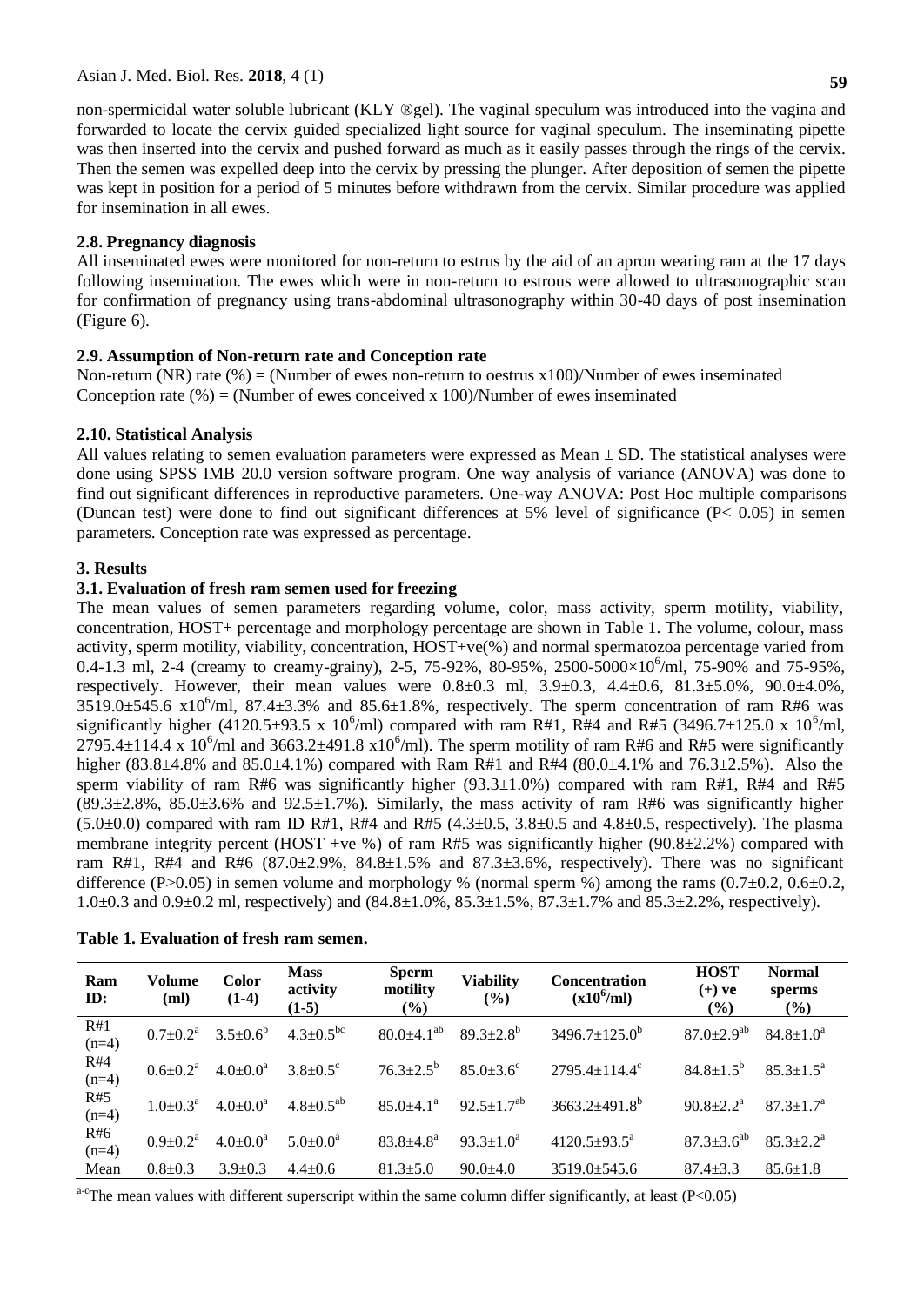non-spermicidal water soluble lubricant (KLY ®gel). The vaginal speculum was introduced into the vagina and forwarded to locate the cervix guided specialized light source for vaginal speculum. The inseminating pipette was then inserted into the cervix and pushed forward as much as it easily passes through the rings of the cervix. Then the semen was expelled deep into the cervix by pressing the plunger. After deposition of semen the pipette was kept in position for a period of 5 minutes before withdrawn from the cervix. Similar procedure was applied for insemination in all ewes.

### 2.8. Pregnancy diagnosis

All inseminated ewes were monitored for non-return to estrus by the aid of an apron wearing ram at the 17 days following insemination. The ewes which were in non-return to estrous were allowed to ultrasonographic scan for confirmation of pregnancy using trans-abdominal ultrasonography within 30-40 days of post insemination (Figure 6).

### 2.9. Assumption of Non-return rate and Conception rate

Non-return (NR) rate (%) = (Number of ewes non-return to oestrus x100)/Number of ewes inseminated
Conception rate (%) = (Number of ewes conceived x 100)/Number of ewes inseminated

### 2.10. Statistical Analysis

All values relating to semen evaluation parameters were expressed as Mean ± SD. The statistical analyses were done using SPSS IMB 20.0 version software program. One way analysis of variance (ANOVA) was done to find out significant differences in reproductive parameters. One-way ANOVA: Post Hoc multiple comparisons (Duncan test) were done to find out significant differences at 5% level of significance ($P < 0.05$) in semen parameters. Conception rate was expressed as percentage.

## 3. Results

### 3.1. Evaluation of fresh ram semen used for freezing

The mean values of semen parameters regarding volume, color, mass activity, sperm motility, viability, concentration, HOST+ percentage and morphology percentage are shown in Table 1. The volume, colour, mass activity, sperm motility, viability, concentration, HOST+ve(%) and normal spermatozoa percentage varied from 0.4-1.3 ml, 2-4 (creamy to creamy-grainy), 2-5, 75-92%, 80-95%, 2500-5000×$10^6$/ml, 75-90% and 75-95%, respectively. However, their mean values were 0.8±0.3 ml, 3.9±0.3, 4.4±0.6, 81.3±5.0%, 90.0±4.0%, 3519.0±545.6 x$10^6$/ml, 87.4±3.3% and 85.6±1.8%, respectively. The sperm concentration of ram R#6 was significantly higher (4120.5±93.5 x $10^6$/ml) compared with ram R#1, R#4 and R#5 (3496.7±125.0 x $10^6$/ml, 2795.4±114.4 x $10^6$/ml and 3663.2±491.8 x$10^6$/ml). The sperm motility of ram R#6 and R#5 were significantly higher (83.8±4.8% and 85.0±4.1%) compared with Ram R#1 and R#4 (80.0±4.1% and 76.3±2.5%). Also the sperm viability of ram R#6 was significantly higher (93.3±1.0%) compared with ram R#1, R#4 and R#5 (89.3±2.8%, 85.0±3.6% and 92.5±1.7%). Similarly, the mass activity of ram R#6 was significantly higher (5.0±0.0) compared with ram ID R#1, R#4 and R#5 (4.3±0.5, 3.8±0.5 and 4.8±0.5, respectively). The plasma membrane integrity percent (HOST +ve %) of ram R#5 was significantly higher (90.8±2.2%) compared with ram R#1, R#4 and R#6 (87.0±2.9%, 84.8±1.5% and 87.3±3.6%, respectively). There was no significant difference ($P>0.05$) in semen volume and morphology % (normal sperm %) among the rams (0.7±0.2, 0.6±0.2, 1.0±0.3 and 0.9±0.2 ml, respectively) and (84.8±1.0%, 85.3±1.5%, 87.3±1.7% and 85.3±2.2%, respectively).

**Table 1. Evaluation of fresh ram semen.**

| Ram ID: | Volume (ml) | Color (1-4) | Mass activity (1-5) | Sperm motility (%) | Viability (%) | Concentration ($x10^6$/ml) | HOST (+) ve (%) | Normal sperms (%) |
|---|---|---|---|---|---|---|---|---|
| R#1 (n=4) | 0.7±0.2$^a$ | 3.5±0.6$^b$ | 4.3±0.5$^{bc}$ | 80.0±4.1$^{ab}$ | 89.3±2.8$^b$ | 3496.7±125.0$^b$ | 87.0±2.9$^{ab}$ | 84.8±1.0$^a$ |
| R#4 (n=4) | 0.6±0.2$^a$ | 4.0±0.0$^a$ | 3.8±0.5$^c$ | 76.3±2.5$^b$ | 85.0±3.6$^c$ | 2795.4±114.4$^c$ | 84.8±1.5$^b$ | 85.3±1.5$^a$ |
| R#5 (n=4) | 1.0±0.3$^a$ | 4.0±0.0$^a$ | 4.8±0.5$^{ab}$ | 85.0±4.1$^a$ | 92.5±1.7$^{ab}$ | 3663.2±491.8$^b$ | 90.8±2.2$^a$ | 87.3±1.7$^a$ |
| R#6 (n=4) | 0.9±0.2$^a$ | 4.0±0.0$^a$ | 5.0±0.0$^a$ | 83.8±4.8$^a$ | 93.3±1.0$^a$ | 4120.5±93.5$^a$ | 87.3±3.6$^{ab}$ | 85.3±2.2$^a$ |
| Mean | 0.8±0.3 | 3.9±0.3 | 4.4±0.6 | 81.3±5.0 | 90.0±4.0 | 3519.0±545.6 | 87.4±3.3 | 85.6±1.8 |

$^{a-c}$The mean values with different superscript within the same column differ significantly, at least ($P<0.05$)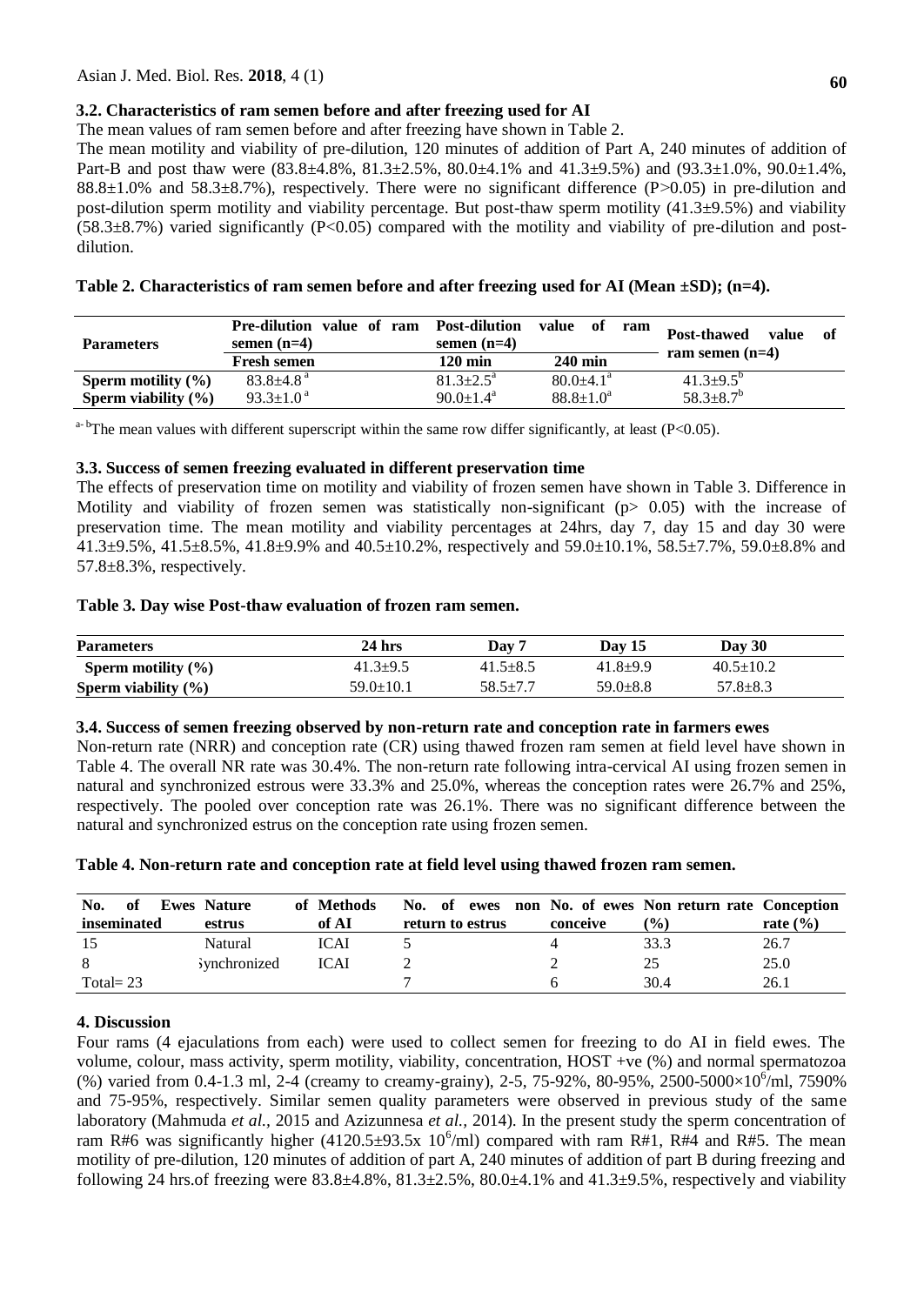### 3.2. Characteristics of ram semen before and after freezing used for AI

The mean values of ram semen before and after freezing have shown in Table 2.

The mean motility and viability of pre-dilution, 120 minutes of addition of Part A, 240 minutes of addition of Part-B and post thaw were (83.8±4.8%, 81.3±2.5%, 80.0±4.1% and 41.3±9.5%) and (93.3±1.0%, 90.0±1.4%, 88.8±1.0% and 58.3±8.7%), respectively. There were no significant difference (P>0.05) in pre-dilution and post-dilution sperm motility and viability percentage. But post-thaw sperm motility (41.3±9.5%) and viability (58.3±8.7%) varied significantly (P<0.05) compared with the motility and viability of pre-dilution and post-dilution.

**Table 2. Characteristics of ram semen before and after freezing used for AI (Mean ±SD); (n=4).**

| Parameters | Pre-dilution value of ram semen (n=4) | Post-dilution value of ram semen (n=4) | | Post-thawed value of ram semen (n=4) |
|---|---|---|---|---|
| | Fresh semen | 120 min | 240 min | |
| **Sperm motility (%)** | 83.8±4.8 [a] | 81.3±2.5[a] | 80.0±4.1[a] | 41.3±9.5[b] |
| **Sperm viability (%)** | 93.3±1.0 [a] | 90.0±1.4[a] | 88.8±1.0[a] | 58.3±8.7[b] |

[a-b]The mean values with different superscript within the same row differ significantly, at least (P<0.05).

### 3.3. Success of semen freezing evaluated in different preservation time

The effects of preservation time on motility and viability of frozen semen have shown in Table 3. Difference in Motility and viability of frozen semen was statistically non-significant (p> 0.05) with the increase of preservation time. The mean motility and viability percentages at 24hrs, day 7, day 15 and day 30 were 41.3±9.5%, 41.5±8.5%, 41.8±9.9% and 40.5±10.2%, respectively and 59.0±10.1%, 58.5±7.7%, 59.0±8.8% and 57.8±8.3%, respectively.

**Table 3. Day wise Post-thaw evaluation of frozen ram semen.**

| Parameters | 24 hrs | Day 7 | Day 15 | Day 30 |
|---|---|---|---|---|
| **Sperm motility (%)** | 41.3±9.5 | 41.5±8.5 | 41.8±9.9 | 40.5±10.2 |
| **Sperm viability (%)** | 59.0±10.1 | 58.5±7.7 | 59.0±8.8 | 57.8±8.3 |

### 3.4. Success of semen freezing observed by non-return rate and conception rate in farmers ewes

Non-return rate (NRR) and conception rate (CR) using thawed frozen ram semen at field level have shown in Table 4. The overall NR rate was 30.4%. The non-return rate following intra-cervical AI using frozen semen in natural and synchronized estrous were 33.3% and 25.0%, whereas the conception rates were 26.7% and 25%, respectively. The pooled over conception rate was 26.1%. There was no significant difference between the natural and synchronized estrus on the conception rate using frozen semen.

**Table 4. Non-return rate and conception rate at field level using thawed frozen ram semen.**

| No. of Ewes inseminated | Nature of estrus | Methods of AI | No. of ewes non return to estrus | No. of ewes conceive | Non return rate (%) | Conception rate (%) |
|---|---|---|---|---|---|---|
| 15 | Natural | ICAI | 5 | 4 | 33.3 | 26.7 |
| 8 | Synchronized | ICAI | 2 | 2 | 25 | 25.0 |
| Total= 23 | | | 7 | 6 | 30.4 | 26.1 |

## 4. Discussion

Four rams (4 ejaculations from each) were used to collect semen for freezing to do AI in field ewes. The volume, colour, mass activity, sperm motility, viability, concentration, HOST +ve (%) and normal spermatozoa (%) varied from 0.4-1.3 ml, 2-4 (creamy to creamy-grainy), 2-5, 75-92%, 80-95%, 2500-5000×$10^6$/ml, 7590% and 75-95%, respectively. Similar semen quality parameters were observed in previous study of the same laboratory (Mahmuda *et al.,* 2015 and Azizunnesa *et al.,* 2014). In the present study the sperm concentration of ram R#6 was significantly higher (4120.5±93.5x $10^6$/ml) compared with ram R#1, R#4 and R#5. The mean motility of pre-dilution, 120 minutes of addition of part A, 240 minutes of addition of part B during freezing and following 24 hrs.of freezing were 83.8±4.8%, 81.3±2.5%, 80.0±4.1% and 41.3±9.5%, respectively and viability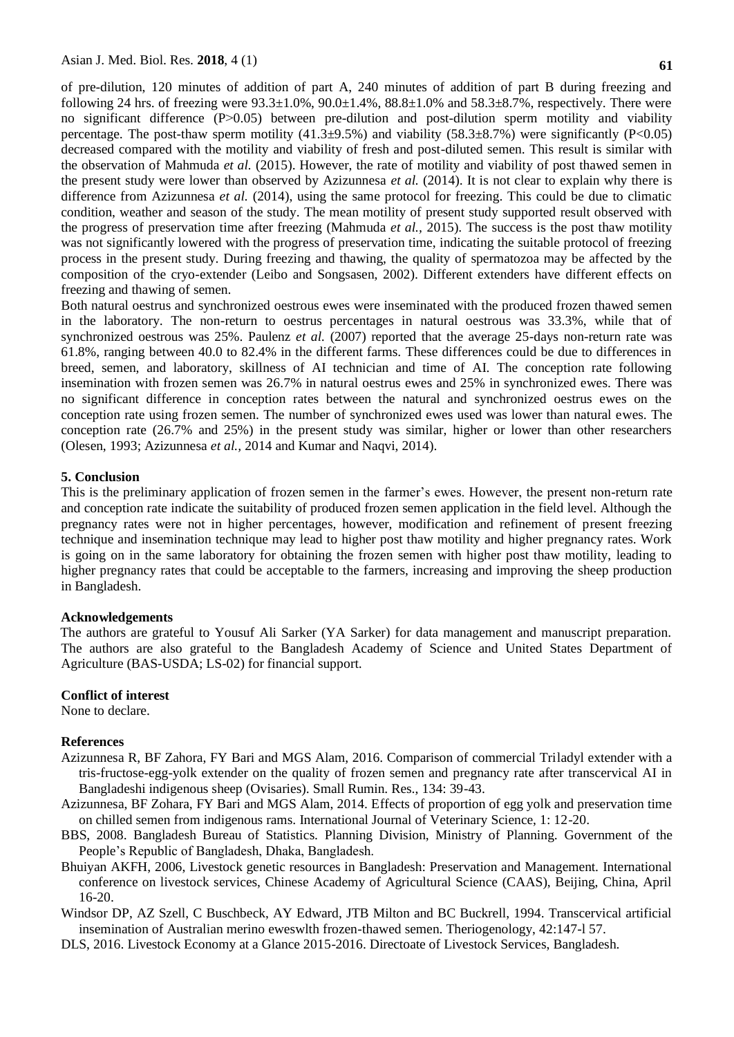of pre-dilution, 120 minutes of addition of part A, 240 minutes of addition of part B during freezing and following 24 hrs. of freezing were 93.3±1.0%, 90.0±1.4%, 88.8±1.0% and 58.3±8.7%, respectively. There were no significant difference (P>0.05) between pre-dilution and post-dilution sperm motility and viability percentage. The post-thaw sperm motility (41.3±9.5%) and viability (58.3±8.7%) were significantly (P<0.05) decreased compared with the motility and viability of fresh and post-diluted semen. This result is similar with the observation of Mahmuda *et al.* (2015). However, the rate of motility and viability of post thawed semen in the present study were lower than observed by Azizunnesa *et al.* (2014). It is not clear to explain why there is difference from Azizunnesa *et al.* (2014), using the same protocol for freezing. This could be due to climatic condition, weather and season of the study. The mean motility of present study supported result observed with the progress of preservation time after freezing (Mahmuda *et al.*, 2015). The success is the post thaw motility was not significantly lowered with the progress of preservation time, indicating the suitable protocol of freezing process in the present study. During freezing and thawing, the quality of spermatozoa may be affected by the composition of the cryo-extender (Leibo and Songsasen, 2002). Different extenders have different effects on freezing and thawing of semen.

Both natural oestrus and synchronized oestrous ewes were inseminated with the produced frozen thawed semen in the laboratory. The non-return to oestrus percentages in natural oestrous was 33.3%, while that of synchronized oestrous was 25%. Paulenz *et al.* (2007) reported that the average 25-days non-return rate was 61.8%, ranging between 40.0 to 82.4% in the different farms. These differences could be due to differences in breed, semen, and laboratory, skillness of AI technician and time of AI. The conception rate following insemination with frozen semen was 26.7% in natural oestrus ewes and 25% in synchronized ewes. There was no significant difference in conception rates between the natural and synchronized oestrus ewes on the conception rate using frozen semen. The number of synchronized ewes used was lower than natural ewes. The conception rate (26.7% and 25%) in the present study was similar, higher or lower than other researchers (Olesen, 1993; Azizunnesa *et al.*, 2014 and Kumar and Naqvi, 2014).

## 5. Conclusion

This is the preliminary application of frozen semen in the farmer's ewes. However, the present non-return rate and conception rate indicate the suitability of produced frozen semen application in the field level. Although the pregnancy rates were not in higher percentages, however, modification and refinement of present freezing technique and insemination technique may lead to higher post thaw motility and higher pregnancy rates. Work is going on in the same laboratory for obtaining the frozen semen with higher post thaw motility, leading to higher pregnancy rates that could be acceptable to the farmers, increasing and improving the sheep production in Bangladesh.

## Acknowledgements

The authors are grateful to Yousuf Ali Sarker (YA Sarker) for data management and manuscript preparation. The authors are also grateful to the Bangladesh Academy of Science and United States Department of Agriculture (BAS-USDA; LS-02) for financial support.

## Conflict of interest

None to declare.

## References

Azizunnesa R, BF Zahora, FY Bari and MGS Alam, 2016. Comparison of commercial Triladyl extender with a tris-fructose-egg-yolk extender on the quality of frozen semen and pregnancy rate after transcervical AI in Bangladeshi indigenous sheep (Ovisaries). Small Rumin. Res., 134: 39-43.

Azizunnesa, BF Zohara, FY Bari and MGS Alam, 2014. Effects of proportion of egg yolk and preservation time on chilled semen from indigenous rams. International Journal of Veterinary Science, 1: 12-20.

BBS, 2008. Bangladesh Bureau of Statistics. Planning Division, Ministry of Planning. Government of the People's Republic of Bangladesh, Dhaka, Bangladesh.

Bhuiyan AKFH, 2006, Livestock genetic resources in Bangladesh: Preservation and Management. International conference on livestock services, Chinese Academy of Agricultural Science (CAAS), Beijing, China, April 16-20.

Windsor DP, AZ Szell, C Buschbeck, AY Edward, JTB Milton and BC Buckrell, 1994. Transcervical artificial insemination of Australian merino eweswlth frozen-thawed semen. Theriogenology, 42:147-l 57.

DLS, 2016. Livestock Economy at a Glance 2015-2016. Directoate of Livestock Services, Bangladesh.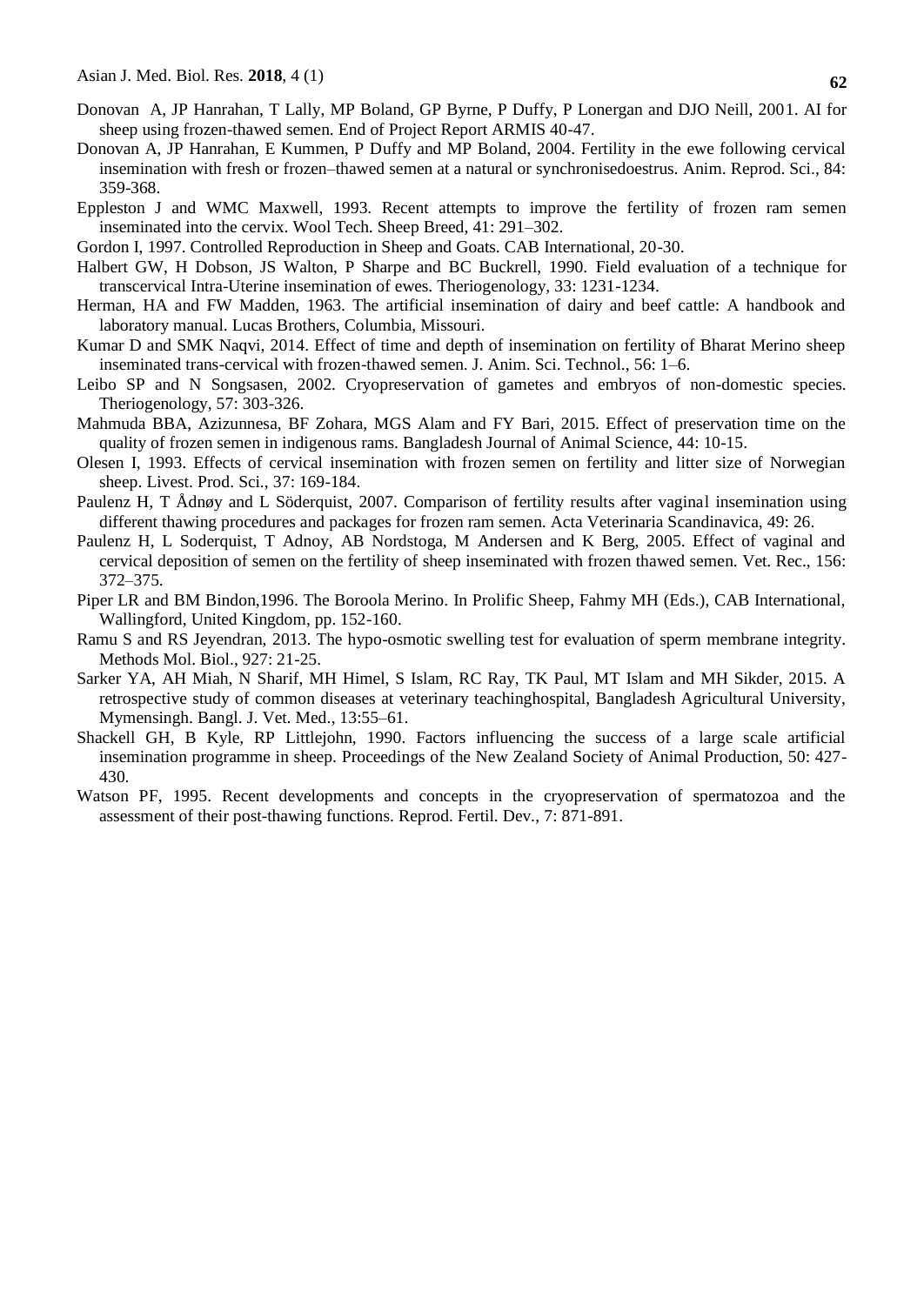Donovan A, JP Hanrahan, T Lally, MP Boland, GP Byrne, P Duffy, P Lonergan and DJO Neill, 2001. AI for sheep using frozen-thawed semen. End of Project Report ARMIS 40-47.

Donovan A, JP Hanrahan, E Kummen, P Duffy and MP Boland, 2004. Fertility in the ewe following cervical insemination with fresh or frozen–thawed semen at a natural or synchronisedoestrus. Anim. Reprod. Sci., 84: 359-368.

Eppleston J and WMC Maxwell, 1993. Recent attempts to improve the fertility of frozen ram semen inseminated into the cervix. Wool Tech. Sheep Breed, 41: 291–302.

Gordon I, 1997. Controlled Reproduction in Sheep and Goats. CAB International, 20-30.

Halbert GW, H Dobson, JS Walton, P Sharpe and BC Buckrell, 1990. Field evaluation of a technique for transcervical Intra-Uterine insemination of ewes. Theriogenology, 33: 1231-1234.

Herman, HA and FW Madden, 1963. The artificial insemination of dairy and beef cattle: A handbook and laboratory manual. Lucas Brothers, Columbia, Missouri.

Kumar D and SMK Naqvi, 2014. Effect of time and depth of insemination on fertility of Bharat Merino sheep inseminated trans-cervical with frozen-thawed semen. J. Anim. Sci. Technol., 56: 1–6.

Leibo SP and N Songsasen, 2002. Cryopreservation of gametes and embryos of non-domestic species. Theriogenology, 57: 303-326.

Mahmuda BBA, Azizunnesa, BF Zohara, MGS Alam and FY Bari, 2015. Effect of preservation time on the quality of frozen semen in indigenous rams. Bangladesh Journal of Animal Science, 44: 10-15.

Olesen I, 1993. Effects of cervical insemination with frozen semen on fertility and litter size of Norwegian sheep. Livest. Prod. Sci., 37: 169-184.

Paulenz H, T Ådnøy and L Söderquist, 2007. Comparison of fertility results after vaginal insemination using different thawing procedures and packages for frozen ram semen. Acta Veterinaria Scandinavica, 49: 26.

Paulenz H, L Soderquist, T Adnoy, AB Nordstoga, M Andersen and K Berg, 2005. Effect of vaginal and cervical deposition of semen on the fertility of sheep inseminated with frozen thawed semen. Vet. Rec., 156: 372–375.

Piper LR and BM Bindon,1996. The Boroola Merino. In Prolific Sheep, Fahmy MH (Eds.), CAB International, Wallingford, United Kingdom, pp. 152-160.

Ramu S and RS Jeyendran, 2013. The hypo-osmotic swelling test for evaluation of sperm membrane integrity. Methods Mol. Biol., 927: 21-25.

Sarker YA, AH Miah, N Sharif, MH Himel, S Islam, RC Ray, TK Paul, MT Islam and MH Sikder, 2015. A retrospective study of common diseases at veterinary teachinghospital, Bangladesh Agricultural University, Mymensingh. Bangl. J. Vet. Med., 13:55–61.

Shackell GH, B Kyle, RP Littlejohn, 1990. Factors influencing the success of a large scale artificial insemination programme in sheep. Proceedings of the New Zealand Society of Animal Production, 50: 427-430.

Watson PF, 1995. Recent developments and concepts in the cryopreservation of spermatozoa and the assessment of their post-thawing functions. Reprod. Fertil. Dev., 7: 871-891.